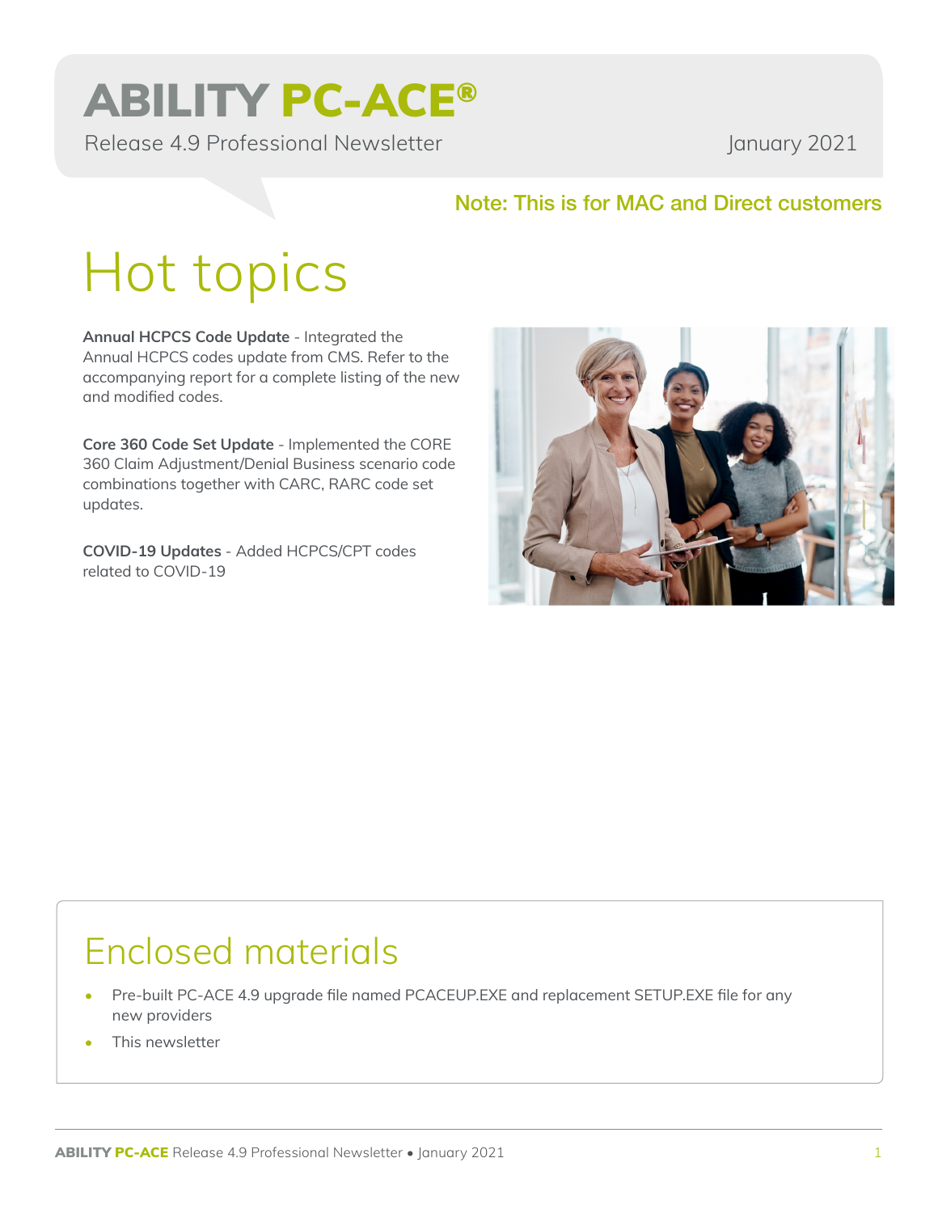# ABILITY PC-ACE®

Release 4.9 Professional Newsletter

January 2021

**Note: This is for MAC and Direct customers**

## Hot topics

**Annual HCPCS Code Update** - Integrated the Annual HCPCS codes update from CMS. Refer to the accompanying report for a complete listing of the new and modified codes.

**Core 360 Code Set Update** - Implemented the CORE 360 Claim Adjustment/Denial Business scenario code combinations together with CARC, RARC code set updates.

**COVID-19 Updates** - Added HCPCS/CPT codes related to COVID-19

## Enclosed materials

- Pre-built PC-ACE 4.9 upgrade file named PCACEUP.EXE and replacement SETUP.EXE file for any new providers
- This newsletter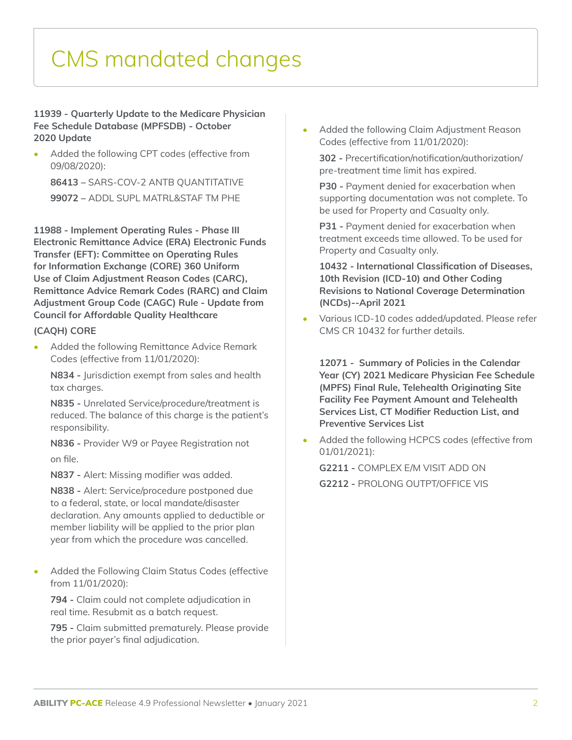# CMS mandated changes

**11939 - Quarterly Update to the Medicare Physician Fee Schedule Database (MPFSDB) - October 2020 Update**

- Added the following CPT codes (effective from 09/08/2020):

  **86413 –** SARS-COV-2 ANTB QUANTITATIVE

  **99072 –** ADDL SUPL MATRL&STAF TM PHE

**11988 - Implement Operating Rules - Phase III Electronic Remittance Advice (ERA) Electronic Funds Transfer (EFT): Committee on Operating Rules for Information Exchange (CORE) 360 Uniform Use of Claim Adjustment Reason Codes (CARC), Remittance Advice Remark Codes (RARC) and Claim Adjustment Group Code (CAGC) Rule - Update from Council for Affordable Quality Healthcare**

**(CAQH) CORE**

- Added the following Remittance Advice Remark Codes (effective from 11/01/2020):

  **N834 -** Jurisdiction exempt from sales and health tax charges.

  **N835 -** Unrelated Service/procedure/treatment is reduced. The balance of this charge is the patient's responsibility.

  **N836 -** Provider W9 or Payee Registration not on file.

  **N837 -** Alert: Missing modifier was added.

  **N838 -** Alert: Service/procedure postponed due to a federal, state, or local mandate/disaster declaration. Any amounts applied to deductible or member liability will be applied to the prior plan year from which the procedure was cancelled.

- Added the Following Claim Status Codes (effective from 11/01/2020):

  **794 -** Claim could not complete adjudication in real time. Resubmit as a batch request.

  **795 -** Claim submitted prematurely. Please provide the prior payer's final adjudication.

- Added the following Claim Adjustment Reason Codes (effective from 11/01/2020):

  **302 -** Precertification/notification/authorization/pre-treatment time limit has expired.

  **P30 -** Payment denied for exacerbation when supporting documentation was not complete. To be used for Property and Casualty only.

  **P31 -** Payment denied for exacerbation when treatment exceeds time allowed. To be used for Property and Casualty only.

**10432 - International Classification of Diseases, 10th Revision (ICD-10) and Other Coding Revisions to National Coverage Determination (NCDs)--April 2021**

- Various ICD-10 codes added/updated. Please refer CMS CR 10432 for further details.

**12071 - Summary of Policies in the Calendar Year (CY) 2021 Medicare Physician Fee Schedule (MPFS) Final Rule, Telehealth Originating Site Facility Fee Payment Amount and Telehealth Services List, CT Modifier Reduction List, and Preventive Services List**

- Added the following HCPCS codes (effective from 01/01/2021):

  **G2211 -** COMPLEX E/M VISIT ADD ON

  **G2212 -** PROLONG OUTPT/OFFICE VIS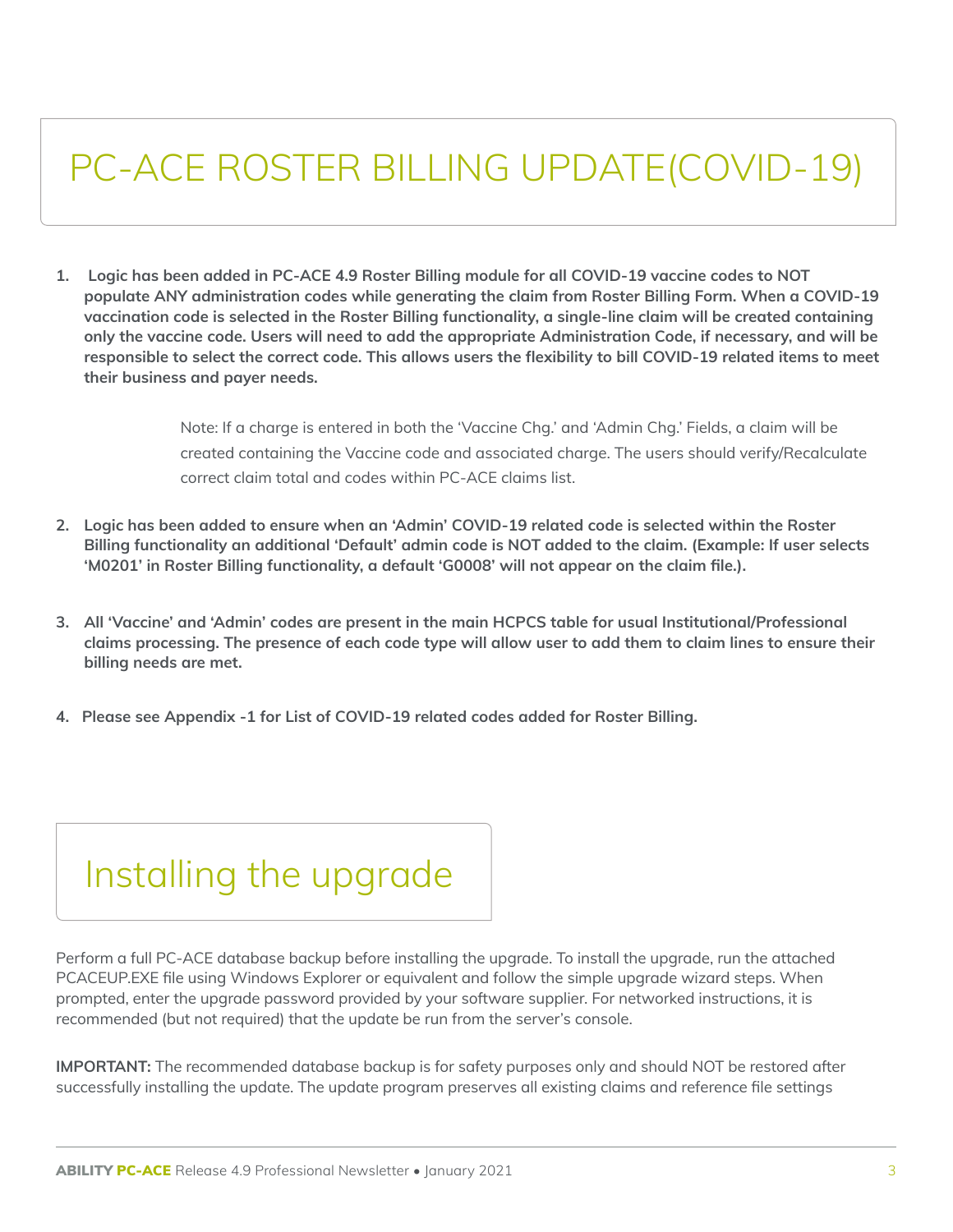# PC-ACE ROSTER BILLING UPDATE(COVID-19)

1. **Logic has been added in PC-ACE 4.9 Roster Billing module for all COVID-19 vaccine codes to NOT populate ANY administration codes while generating the claim from Roster Billing Form. When a COVID-19 vaccination code is selected in the Roster Billing functionality, a single-line claim will be created containing only the vaccine code. Users will need to add the appropriate Administration Code, if necessary, and will be responsible to select the correct code. This allows users the flexibility to bill COVID-19 related items to meet their business and payer needs.**

   Note: If a charge is entered in both the 'Vaccine Chg.' and 'Admin Chg.' Fields, a claim will be created containing the Vaccine code and associated charge. The users should verify/Recalculate correct claim total and codes within PC-ACE claims list.

2. **Logic has been added to ensure when an 'Admin' COVID-19 related code is selected within the Roster Billing functionality an additional 'Default' admin code is NOT added to the claim. (Example: If user selects 'M0201' in Roster Billing functionality, a default 'G0008' will not appear on the claim file.).**

3. **All 'Vaccine' and 'Admin' codes are present in the main HCPCS table for usual Institutional/Professional claims processing. The presence of each code type will allow user to add them to claim lines to ensure their billing needs are met.**

4. **Please see Appendix -1 for List of COVID-19 related codes added for Roster Billing.**

## Installing the upgrade

Perform a full PC-ACE database backup before installing the upgrade. To install the upgrade, run the attached PCACEUP.EXE file using Windows Explorer or equivalent and follow the simple upgrade wizard steps. When prompted, enter the upgrade password provided by your software supplier. For networked instructions, it is recommended (but not required) that the update be run from the server's console.

**IMPORTANT:** The recommended database backup is for safety purposes only and should NOT be restored after successfully installing the update. The update program preserves all existing claims and reference file settings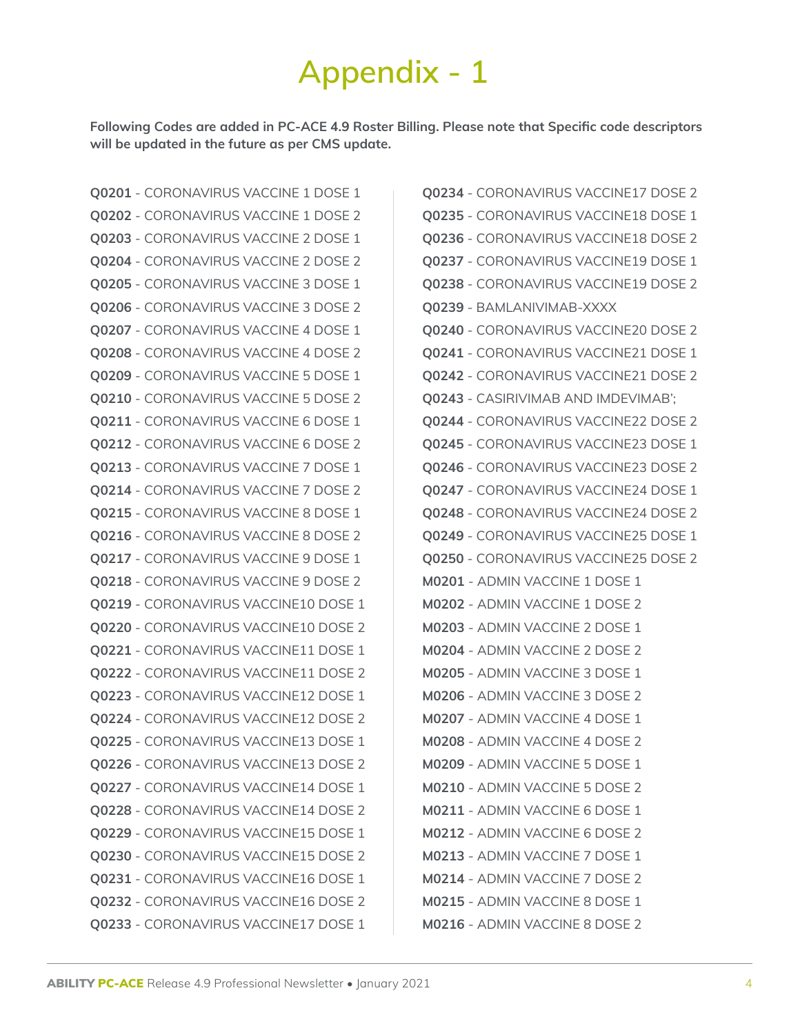# Appendix - 1

**Following Codes are added in PC-ACE 4.9 Roster Billing. Please note that Specific code descriptors will be updated in the future as per CMS update.**

**Q0201** - CORONAVIRUS VACCINE 1 DOSE 1
**Q0202** - CORONAVIRUS VACCINE 1 DOSE 2
**Q0203** - CORONAVIRUS VACCINE 2 DOSE 1
**Q0204** - CORONAVIRUS VACCINE 2 DOSE 2
**Q0205** - CORONAVIRUS VACCINE 3 DOSE 1
**Q0206** - CORONAVIRUS VACCINE 3 DOSE 2
**Q0207** - CORONAVIRUS VACCINE 4 DOSE 1
**Q0208** - CORONAVIRUS VACCINE 4 DOSE 2
**Q0209** - CORONAVIRUS VACCINE 5 DOSE 1
**Q0210** - CORONAVIRUS VACCINE 5 DOSE 2
**Q0211** - CORONAVIRUS VACCINE 6 DOSE 1
**Q0212** - CORONAVIRUS VACCINE 6 DOSE 2
**Q0213** - CORONAVIRUS VACCINE 7 DOSE 1
**Q0214** - CORONAVIRUS VACCINE 7 DOSE 2
**Q0215** - CORONAVIRUS VACCINE 8 DOSE 1
**Q0216** - CORONAVIRUS VACCINE 8 DOSE 2
**Q0217** - CORONAVIRUS VACCINE 9 DOSE 1
**Q0218** - CORONAVIRUS VACCINE 9 DOSE 2
**Q0219** - CORONAVIRUS VACCINE10 DOSE 1
**Q0220** - CORONAVIRUS VACCINE10 DOSE 2
**Q0221** - CORONAVIRUS VACCINE11 DOSE 1
**Q0222** - CORONAVIRUS VACCINE11 DOSE 2
**Q0223** - CORONAVIRUS VACCINE12 DOSE 1
**Q0224** - CORONAVIRUS VACCINE12 DOSE 2
**Q0225** - CORONAVIRUS VACCINE13 DOSE 1
**Q0226** - CORONAVIRUS VACCINE13 DOSE 2
**Q0227** - CORONAVIRUS VACCINE14 DOSE 1
**Q0228** - CORONAVIRUS VACCINE14 DOSE 2
**Q0229** - CORONAVIRUS VACCINE15 DOSE 1
**Q0230** - CORONAVIRUS VACCINE15 DOSE 2
**Q0231** - CORONAVIRUS VACCINE16 DOSE 1
**Q0232** - CORONAVIRUS VACCINE16 DOSE 2
**Q0233** - CORONAVIRUS VACCINE17 DOSE 1
**Q0234** - CORONAVIRUS VACCINE17 DOSE 2
**Q0235** - CORONAVIRUS VACCINE18 DOSE 1
**Q0236** - CORONAVIRUS VACCINE18 DOSE 2
**Q0237** - CORONAVIRUS VACCINE19 DOSE 1
**Q0238** - CORONAVIRUS VACCINE19 DOSE 2
**Q0239** - BAMLANIVIMAB-XXXX
**Q0240** - CORONAVIRUS VACCINE20 DOSE 2
**Q0241** - CORONAVIRUS VACCINE21 DOSE 1
**Q0242** - CORONAVIRUS VACCINE21 DOSE 2
**Q0243** - CASIRIVIMAB AND IMDEVIMAB';
**Q0244** - CORONAVIRUS VACCINE22 DOSE 2
**Q0245** - CORONAVIRUS VACCINE23 DOSE 1
**Q0246** - CORONAVIRUS VACCINE23 DOSE 2
**Q0247** - CORONAVIRUS VACCINE24 DOSE 1
**Q0248** - CORONAVIRUS VACCINE24 DOSE 2
**Q0249** - CORONAVIRUS VACCINE25 DOSE 1
**Q0250** - CORONAVIRUS VACCINE25 DOSE 2
**M0201** - ADMIN VACCINE 1 DOSE 1
**M0202** - ADMIN VACCINE 1 DOSE 2
**M0203** - ADMIN VACCINE 2 DOSE 1
**M0204** - ADMIN VACCINE 2 DOSE 2
**M0205** - ADMIN VACCINE 3 DOSE 1
**M0206** - ADMIN VACCINE 3 DOSE 2
**M0207** - ADMIN VACCINE 4 DOSE 1
**M0208** - ADMIN VACCINE 4 DOSE 2
**M0209** - ADMIN VACCINE 5 DOSE 1
**M0210** - ADMIN VACCINE 5 DOSE 2
**M0211** - ADMIN VACCINE 6 DOSE 1
**M0212** - ADMIN VACCINE 6 DOSE 2
**M0213** - ADMIN VACCINE 7 DOSE 1
**M0214** - ADMIN VACCINE 7 DOSE 2
**M0215** - ADMIN VACCINE 8 DOSE 1
**M0216** - ADMIN VACCINE 8 DOSE 2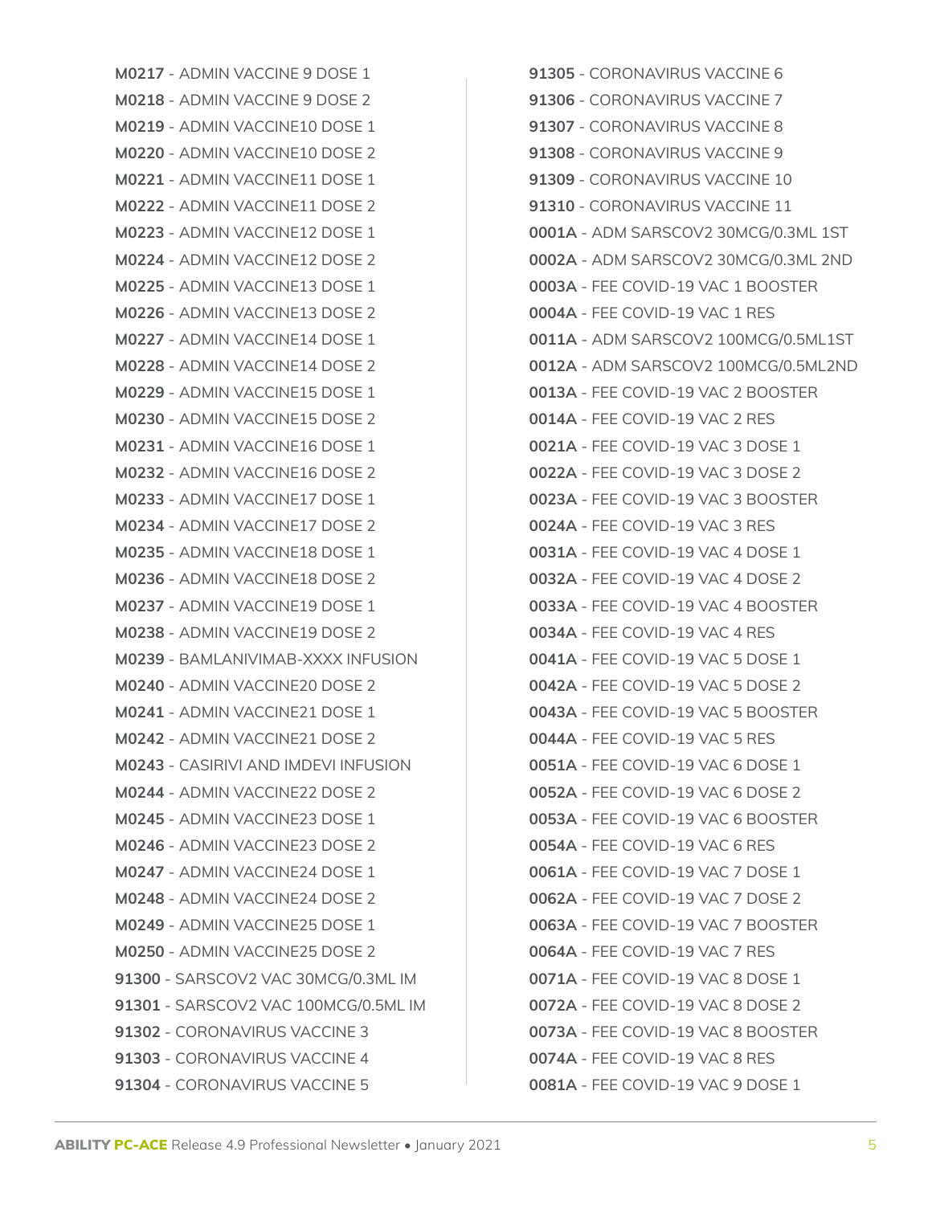**M0217** - ADMIN VACCINE 9 DOSE 1
**M0218** - ADMIN VACCINE 9 DOSE 2
**M0219** - ADMIN VACCINE10 DOSE 1
**M0220** - ADMIN VACCINE10 DOSE 2
**M0221** - ADMIN VACCINE11 DOSE 1
**M0222** - ADMIN VACCINE11 DOSE 2
**M0223** - ADMIN VACCINE12 DOSE 1
**M0224** - ADMIN VACCINE12 DOSE 2
**M0225** - ADMIN VACCINE13 DOSE 1
**M0226** - ADMIN VACCINE13 DOSE 2
**M0227** - ADMIN VACCINE14 DOSE 1
**M0228** - ADMIN VACCINE14 DOSE 2
**M0229** - ADMIN VACCINE15 DOSE 1
**M0230** - ADMIN VACCINE15 DOSE 2
**M0231** - ADMIN VACCINE16 DOSE 1
**M0232** - ADMIN VACCINE16 DOSE 2
**M0233** - ADMIN VACCINE17 DOSE 1
**M0234** - ADMIN VACCINE17 DOSE 2
**M0235** - ADMIN VACCINE18 DOSE 1
**M0236** - ADMIN VACCINE18 DOSE 2
**M0237** - ADMIN VACCINE19 DOSE 1
**M0238** - ADMIN VACCINE19 DOSE 2
**M0239** - BAMLANIVIMAB-XXXX INFUSION
**M0240** - ADMIN VACCINE20 DOSE 2
**M0241** - ADMIN VACCINE21 DOSE 1
**M0242** - ADMIN VACCINE21 DOSE 2
**M0243** - CASIRIVI AND IMDEVI INFUSION
**M0244** - ADMIN VACCINE22 DOSE 2
**M0245** - ADMIN VACCINE23 DOSE 1
**M0246** - ADMIN VACCINE23 DOSE 2
**M0247** - ADMIN VACCINE24 DOSE 1
**M0248** - ADMIN VACCINE24 DOSE 2
**M0249** - ADMIN VACCINE25 DOSE 1
**M0250** - ADMIN VACCINE25 DOSE 2
**91300** - SARSCOV2 VAC 30MCG/0.3ML IM
**91301** - SARSCOV2 VAC 100MCG/0.5ML IM
**91302** - CORONAVIRUS VACCINE 3
**91303** - CORONAVIRUS VACCINE 4
**91304** - CORONAVIRUS VACCINE 5
**91305** - CORONAVIRUS VACCINE 6
**91306** - CORONAVIRUS VACCINE 7
**91307** - CORONAVIRUS VACCINE 8
**91308** - CORONAVIRUS VACCINE 9
**91309** - CORONAVIRUS VACCINE 10
**91310** - CORONAVIRUS VACCINE 11
**0001A** - ADM SARSCOV2 30MCG/0.3ML 1ST
**0002A** - ADM SARSCOV2 30MCG/0.3ML 2ND
**0003A** - FEE COVID-19 VAC 1 BOOSTER
**0004A** - FEE COVID-19 VAC 1 RES
**0011A** - ADM SARSCOV2 100MCG/0.5ML1ST
**0012A** - ADM SARSCOV2 100MCG/0.5ML2ND
**0013A** - FEE COVID-19 VAC 2 BOOSTER
**0014A** - FEE COVID-19 VAC 2 RES
**0021A** - FEE COVID-19 VAC 3 DOSE 1
**0022A** - FEE COVID-19 VAC 3 DOSE 2
**0023A** - FEE COVID-19 VAC 3 BOOSTER
**0024A** - FEE COVID-19 VAC 3 RES
**0031A** - FEE COVID-19 VAC 4 DOSE 1
**0032A** - FEE COVID-19 VAC 4 DOSE 2
**0033A** - FEE COVID-19 VAC 4 BOOSTER
**0034A** - FEE COVID-19 VAC 4 RES
**0041A** - FEE COVID-19 VAC 5 DOSE 1
**0042A** - FEE COVID-19 VAC 5 DOSE 2
**0043A** - FEE COVID-19 VAC 5 BOOSTER
**0044A** - FEE COVID-19 VAC 5 RES
**0051A** - FEE COVID-19 VAC 6 DOSE 1
**0052A** - FEE COVID-19 VAC 6 DOSE 2
**0053A** - FEE COVID-19 VAC 6 BOOSTER
**0054A** - FEE COVID-19 VAC 6 RES
**0061A** - FEE COVID-19 VAC 7 DOSE 1
**0062A** - FEE COVID-19 VAC 7 DOSE 2
**0063A** - FEE COVID-19 VAC 7 BOOSTER
**0064A** - FEE COVID-19 VAC 7 RES
**0071A** - FEE COVID-19 VAC 8 DOSE 1
**0072A** - FEE COVID-19 VAC 8 DOSE 2
**0073A** - FEE COVID-19 VAC 8 BOOSTER
**0074A** - FEE COVID-19 VAC 8 RES
**0081A** - FEE COVID-19 VAC 9 DOSE 1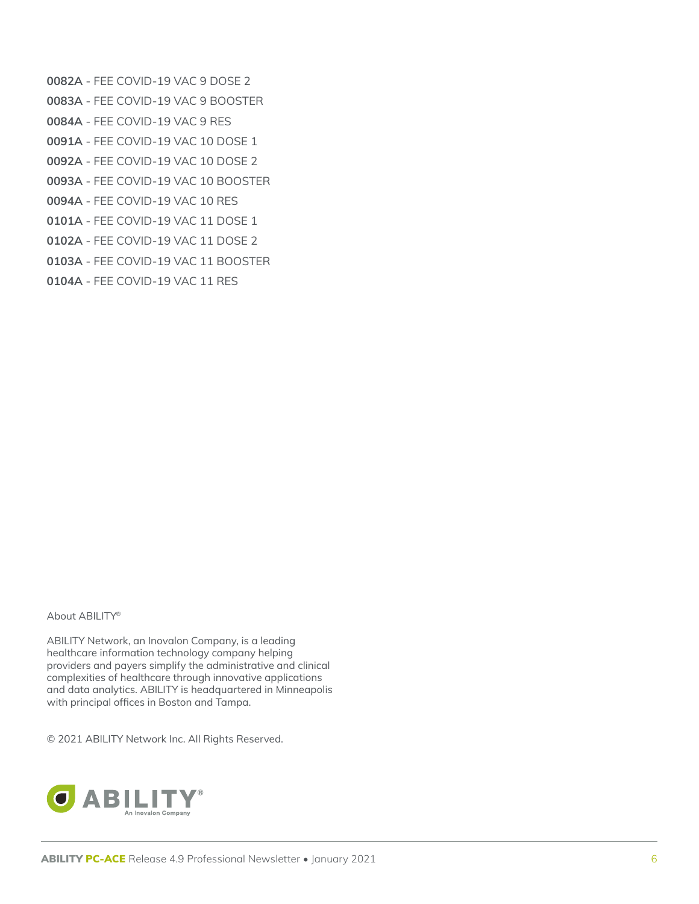**0082A** - FEE COVID-19 VAC 9 DOSE 2

**0083A** - FEE COVID-19 VAC 9 BOOSTER

**0084A** - FEE COVID-19 VAC 9 RES

**0091A** - FEE COVID-19 VAC 10 DOSE 1

**0092A** - FEE COVID-19 VAC 10 DOSE 2

**0093A** - FEE COVID-19 VAC 10 BOOSTER

**0094A** - FEE COVID-19 VAC 10 RES

**0101A** - FEE COVID-19 VAC 11 DOSE 1

**0102A** - FEE COVID-19 VAC 11 DOSE 2

**0103A** - FEE COVID-19 VAC 11 BOOSTER

**0104A** - FEE COVID-19 VAC 11 RES

About ABILITY®

ABILITY Network, an Inovalon Company, is a leading healthcare information technology company helping providers and payers simplify the administrative and clinical complexities of healthcare through innovative applications and data analytics. ABILITY is headquartered in Minneapolis with principal offices in Boston and Tampa.

© 2021 ABILITY Network Inc. All Rights Reserved.

ABILITY® An Inovalon Company